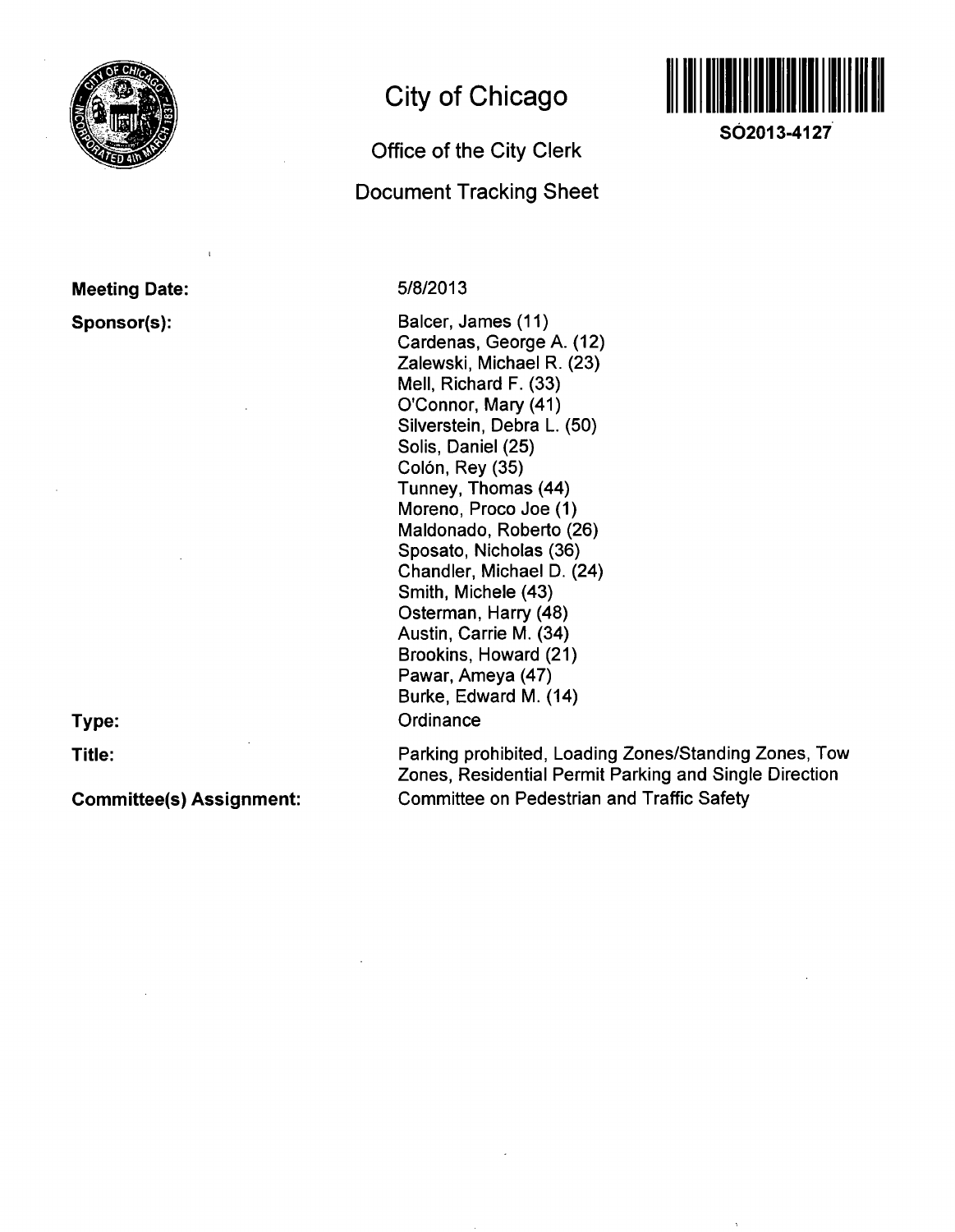# City of Chicago

## Office of the City Clerk

## Document Tracking Sheet

SO2013-4127

**Meeting Date:** 5/8/2013

**Sponsor(s):**

Balcer, James (11)
Cardenas, George A. (12)
Zalewski, Michael R. (23)
Mell, Richard F. (33)
O'Connor, Mary (41)
Silverstein, Debra L. (50)
Solis, Daniel (25)
Colón, Rey (35)
Tunney, Thomas (44)
Moreno, Proco Joe (1)
Maldonado, Roberto (26)
Sposato, Nicholas (36)
Chandler, Michael D. (24)
Smith, Michele (43)
Osterman, Harry (48)
Austin, Carrie M. (34)
Brookins, Howard (21)
Pawar, Ameya (47)
Burke, Edward M. (14)

**Type:** Ordinance

**Title:** Parking prohibited, Loading Zones/Standing Zones, Tow Zones, Residential Permit Parking and Single Direction

**Committee(s) Assignment:** Committee on Pedestrian and Traffic Safety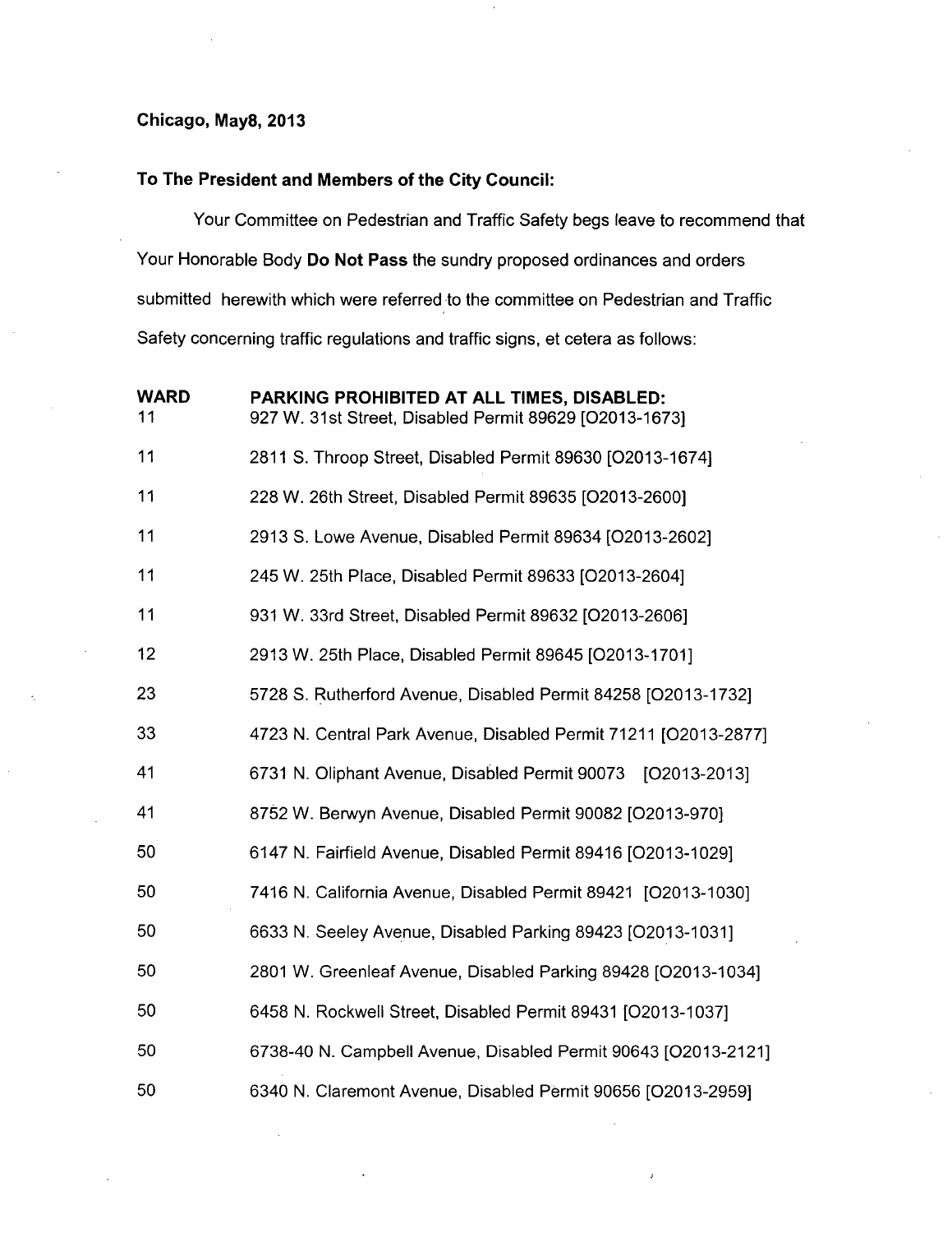**Chicago, May8, 2013**

**To The President and Members of the City Council:**

Your Committee on Pedestrian and Traffic Safety begs leave to recommend that Your Honorable Body **Do Not Pass** the sundry proposed ordinances and orders submitted herewith which were referred to the committee on Pedestrian and Traffic Safety concerning traffic regulations and traffic signs, et cetera as follows:

| WARD | PARKING PROHIBITED AT ALL TIMES, DISABLED: |
|---|---|
| 11 | 927 W. 31st Street, Disabled Permit 89629 [O2013-1673] |
| 11 | 2811 S. Throop Street, Disabled Permit 89630 [O2013-1674] |
| 11 | 228 W. 26th Street, Disabled Permit 89635 [O2013-2600] |
| 11 | 2913 S. Lowe Avenue, Disabled Permit 89634 [O2013-2602] |
| 11 | 245 W. 25th Place, Disabled Permit 89633 [O2013-2604] |
| 11 | 931 W. 33rd Street, Disabled Permit 89632 [O2013-2606] |
| 12 | 2913 W. 25th Place, Disabled Permit 89645 [O2013-1701] |
| 23 | 5728 S. Rutherford Avenue, Disabled Permit 84258 [O2013-1732] |
| 33 | 4723 N. Central Park Avenue, Disabled Permit 71211 [O2013-2877] |
| 41 | 6731 N. Oliphant Avenue, Disabled Permit 90073 [O2013-2013] |
| 41 | 8752 W. Berwyn Avenue, Disabled Permit 90082 [O2013-970] |
| 50 | 6147 N. Fairfield Avenue, Disabled Permit 89416 [O2013-1029] |
| 50 | 7416 N. California Avenue, Disabled Permit 89421 [O2013-1030] |
| 50 | 6633 N. Seeley Avenue, Disabled Parking 89423 [O2013-1031] |
| 50 | 2801 W. Greenleaf Avenue, Disabled Parking 89428 [O2013-1034] |
| 50 | 6458 N. Rockwell Street, Disabled Permit 89431 [O2013-1037] |
| 50 | 6738-40 N. Campbell Avenue, Disabled Permit 90643 [O2013-2121] |
| 50 | 6340 N. Claremont Avenue, Disabled Permit 90656 [O2013-2959] |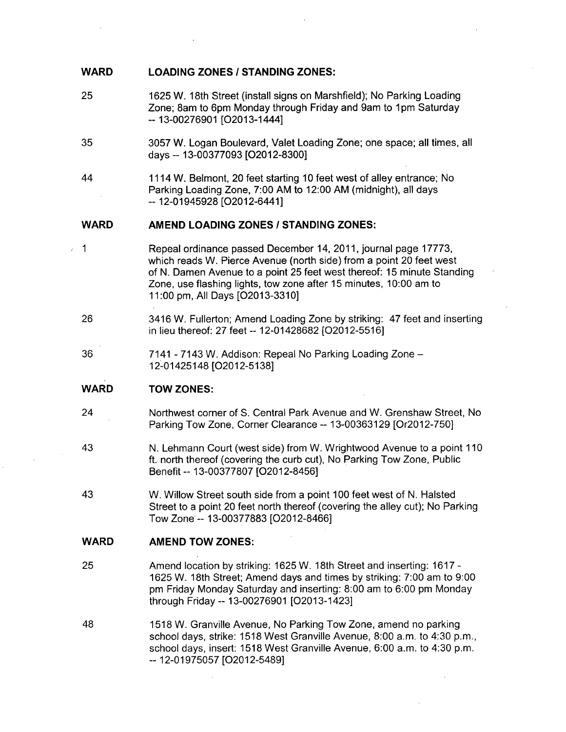| WARD | LOADING ZONES / STANDING ZONES: |
|---|---|
| 25 | 1625 W. 18th Street (install signs on Marshfield); No Parking Loading Zone; 8am to 6pm Monday through Friday and 9am to 1pm Saturday -- 13-00276901 [O2013-1444] |
| 35 | 3057 W. Logan Boulevard, Valet Loading Zone; one space; all times, all days -- 13-00377093 [O2012-8300] |
| 44 | 1114 W. Belmont, 20 feet starting 10 feet west of alley entrance; No Parking Loading Zone, 7:00 AM to 12:00 AM (midnight), all days -- 12-01945928 [O2012-6441] |

| WARD | AMEND LOADING ZONES / STANDING ZONES: |
|---|---|
| 1 | Repeal ordinance passed December 14, 2011, journal page 17773, which reads W. Pierce Avenue (north side) from a point 20 feet west of N. Damen Avenue to a point 25 feet west thereof: 15 minute Standing Zone, use flashing lights, tow zone after 15 minutes, 10:00 am to 11:00 pm, All Days [O2013-3310] |
| 26 | 3416 W. Fullerton; Amend Loading Zone by striking: 47 feet and inserting in lieu thereof: 27 feet -- 12-01428682 [O2012-5516] |
| 36 | 7141 - 7143 W. Addison: Repeal No Parking Loading Zone – 12-01425148 [O2012-5138] |

| WARD | TOW ZONES: |
|---|---|
| 24 | Northwest corner of S. Central Park Avenue and W. Grenshaw Street, No Parking Tow Zone, Corner Clearance -- 13-00363129 [Or2012-750] |
| 43 | N. Lehmann Court (west side) from W. Wrightwood Avenue to a point 110 ft. north thereof (covering the curb cut), No Parking Tow Zone, Public Benefit -- 13-00377807 [O2012-8456] |
| 43 | W. Willow Street south side from a point 100 feet west of N. Halsted Street to a point 20 feet north thereof (covering the alley cut); No Parking Tow Zone -- 13-00377883 [O2012-8466] |

| WARD | AMEND TOW ZONES: |
|---|---|
| 25 | Amend location by striking: 1625 W. 18th Street and inserting: 1617 - 1625 W. 18th Street; Amend days and times by striking: 7:00 am to 9:00 pm Friday Monday Saturday and inserting: 8:00 am to 6:00 pm Monday through Friday -- 13-00276901 [O2013-1423] |
| 48 | 1518 W. Granville Avenue, No Parking Tow Zone, amend no parking school days, strike: 1518 West Granville Avenue, 8:00 a.m. to 4:30 p.m., school days, insert: 1518 West Granville Avenue, 6:00 a.m. to 4:30 p.m. -- 12-01975057 [O2012-5489] |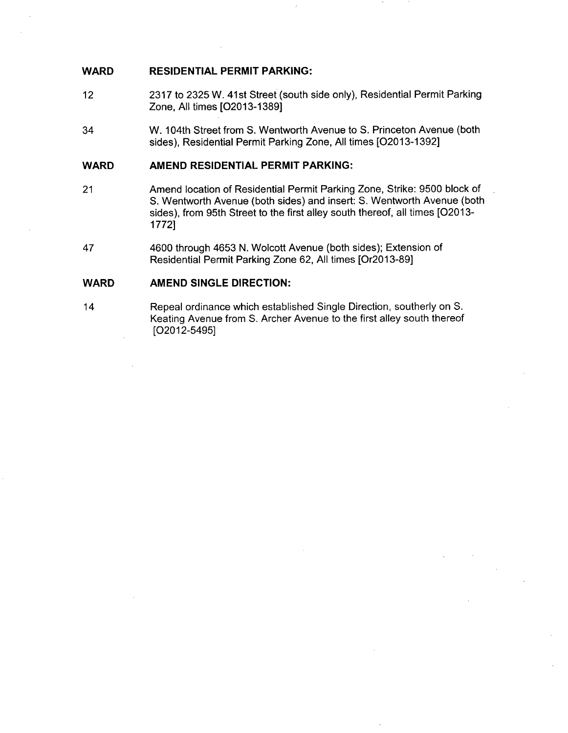| WARD | RESIDENTIAL PERMIT PARKING: |
|---|---|
| 12 | 2317 to 2325 W. 41st Street (south side only), Residential Permit Parking Zone, All times [O2013-1389] |
| 34 | W. 104th Street from S. Wentworth Avenue to S. Princeton Avenue (both sides), Residential Permit Parking Zone, All times [O2013-1392] |

| WARD | AMEND RESIDENTIAL PERMIT PARKING: |
|---|---|
| 21 | Amend location of Residential Permit Parking Zone, Strike: 9500 block of S. Wentworth Avenue (both sides) and insert: S. Wentworth Avenue (both sides), from 95th Street to the first alley south thereof, all times [O2013-1772] |
| 47 | 4600 through 4653 N. Wolcott Avenue (both sides); Extension of Residential Permit Parking Zone 62, All times [Or2013-89] |

| WARD | AMEND SINGLE DIRECTION: |
|---|---|
| 14 | Repeal ordinance which established Single Direction, southerly on S. Keating Avenue from S. Archer Avenue to the first alley south thereof [O2012-5495] |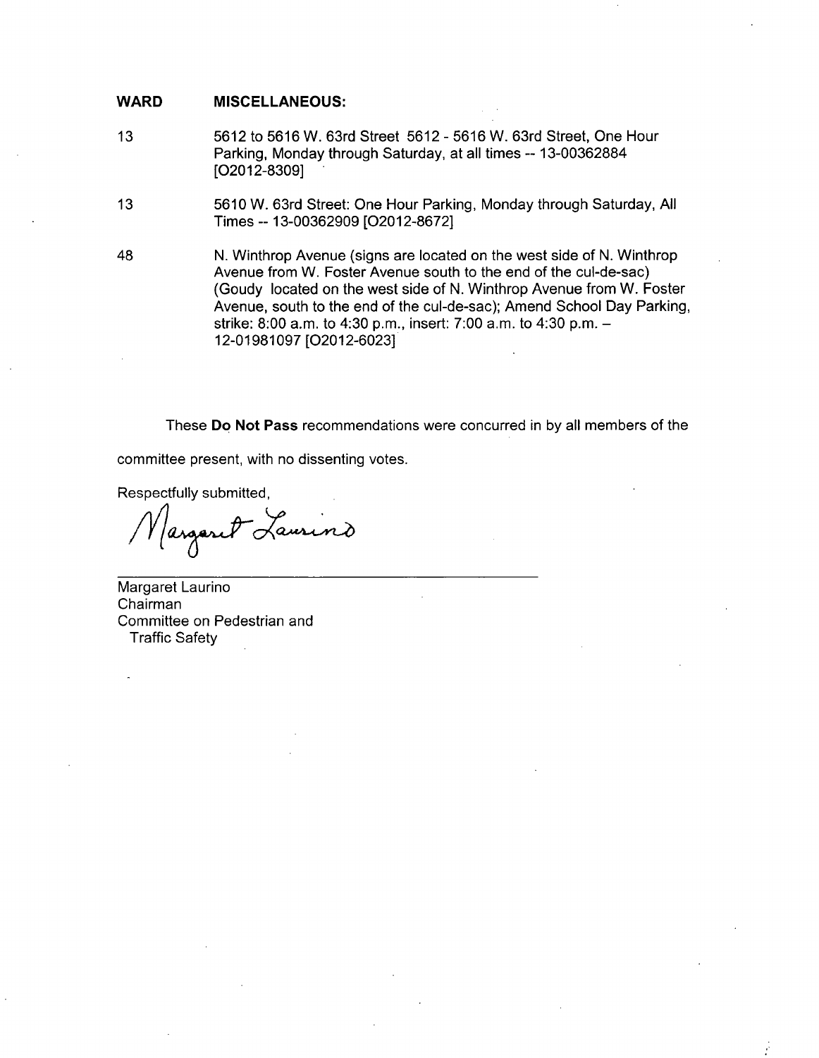| WARD | MISCELLANEOUS: |
|---|---|
| 13 | 5612 to 5616 W. 63rd Street 5612 - 5616 W. 63rd Street, One Hour Parking, Monday through Saturday, at all times -- 13-00362884 [O2012-8309] |
| 13 | 5610 W. 63rd Street: One Hour Parking, Monday through Saturday, All Times -- 13-00362909 [O2012-8672] |
| 48 | N. Winthrop Avenue (signs are located on the west side of N. Winthrop Avenue from W. Foster Avenue south to the end of the cul-de-sac) (Goudy located on the west side of N. Winthrop Avenue from W. Foster Avenue, south to the end of the cul-de-sac); Amend School Day Parking, strike: 8:00 a.m. to 4:30 p.m., insert: 7:00 a.m. to 4:30 p.m. – 12-01981097 [O2012-6023] |

These **Do Not Pass** recommendations were concurred in by all members of the committee present, with no dissenting votes.

Respectfully submitted,

Margaret Laurino

Margaret Laurino
Chairman
Committee on Pedestrian and
Traffic Safety